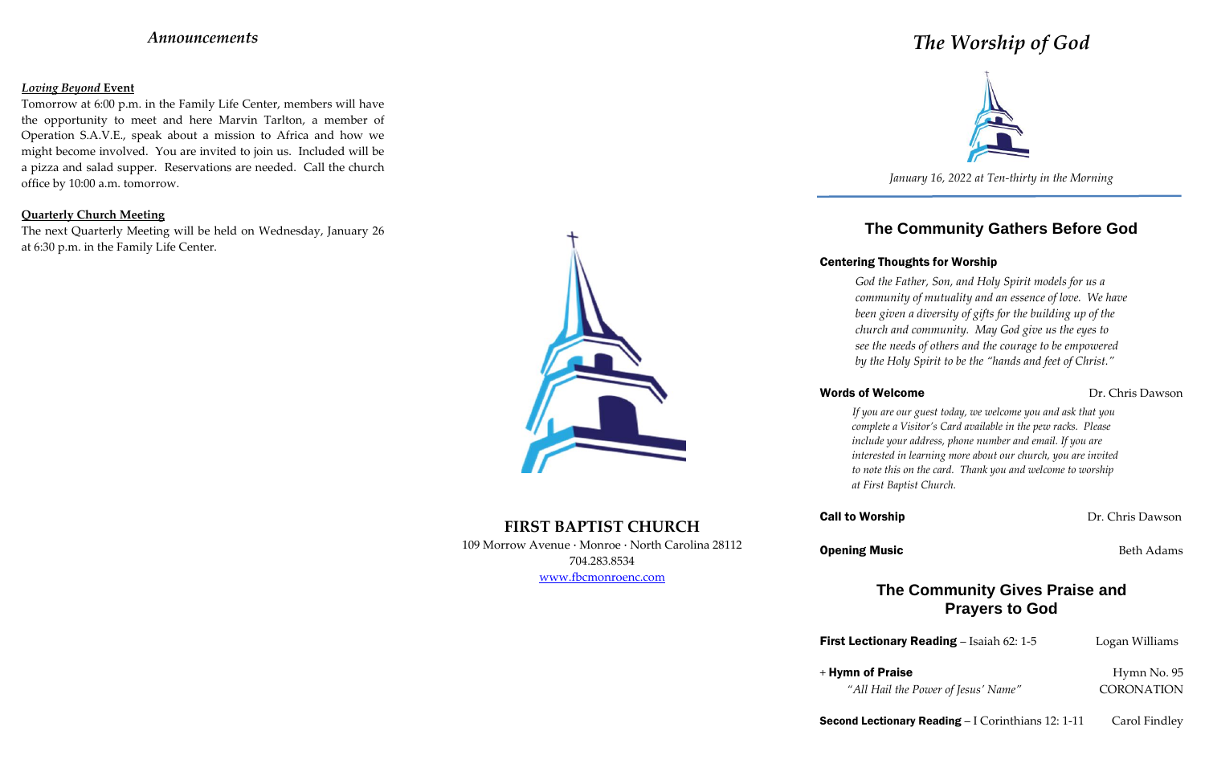## *Announcements*

***Loving Beyond* Event**

Tomorrow at 6:00 p.m. in the Family Life Center, members will have the opportunity to meet and here Marvin Tarlton, a member of Operation S.A.V.E., speak about a mission to Africa and how we might become involved. You are invited to join us. Included will be a pizza and salad supper. Reservations are needed. Call the church office by 10:00 a.m. tomorrow.

**Quarterly Church Meeting**

The next Quarterly Meeting will be held on Wednesday, January 26 at 6:30 p.m. in the Family Life Center.

**FIRST BAPTIST CHURCH**

109 Morrow Avenue · Monroe · North Carolina 28112
704.283.8534
www.fbcmonroenc.com

# *The Worship of God*

*January 16, 2022 at Ten-thirty in the Morning*

## The Community Gathers Before God

**Centering Thoughts for Worship**

*God the Father, Son, and Holy Spirit models for us a community of mutuality and an essence of love. We have been given a diversity of gifts for the building up of the church and community. May God give us the eyes to see the needs of others and the courage to be empowered by the Holy Spirit to be the "hands and feet of Christ."*

**Words of Welcome** — Dr. Chris Dawson

*If you are our guest today, we welcome you and ask that you complete a Visitor's Card available in the pew racks. Please include your address, phone number and email. If you are interested in learning more about our church, you are invited to note this on the card. Thank you and welcome to worship at First Baptist Church.*

**Call to Worship** — Dr. Chris Dawson

**Opening Music** — Beth Adams

## The Community Gives Praise and Prayers to God

**First Lectionary Reading** – Isaiah 62: 1-5 — Logan Williams

+ **Hymn of Praise** — Hymn No. 95
*"All Hail the Power of Jesus' Name"* — CORONATION

**Second Lectionary Reading** – I Corinthians 12: 1-11 — Carol Findley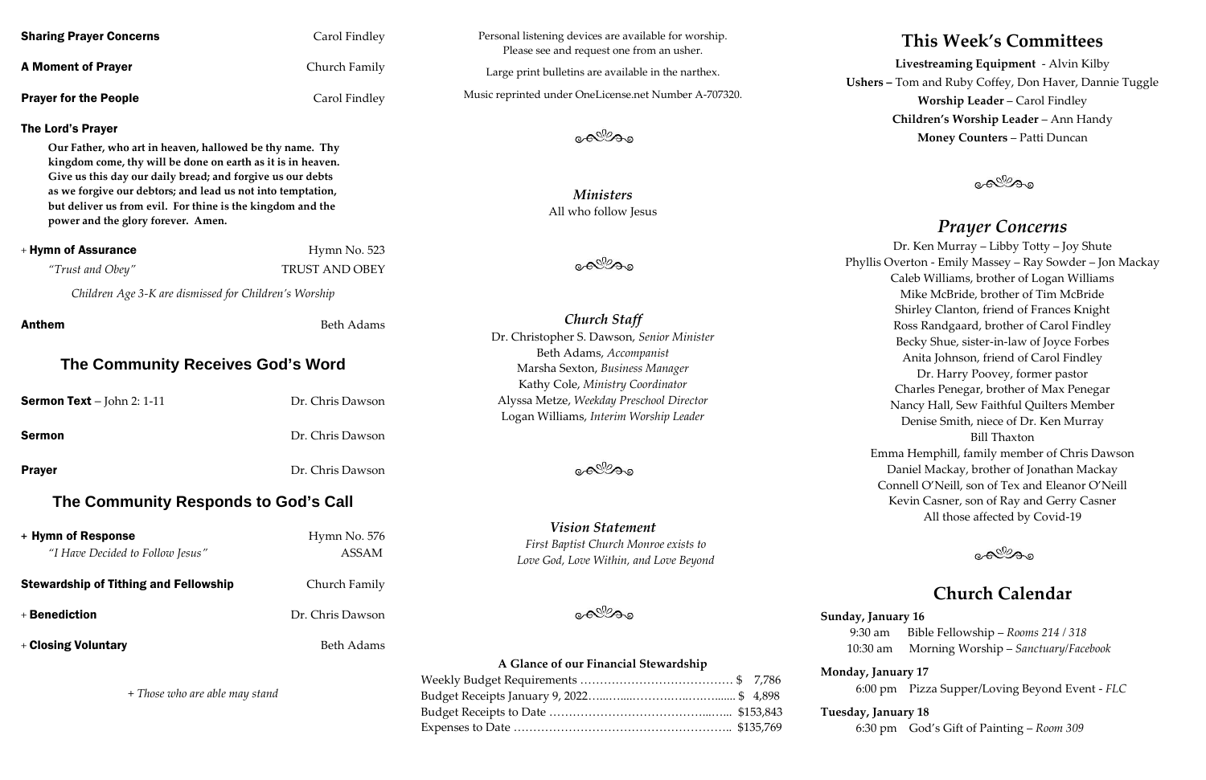**Sharing Prayer Concerns** Carol Findley

**A Moment of Prayer** Church Family

**Prayer for the People** Carol Findley

**The Lord's Prayer**

**Our Father, who art in heaven, hallowed be thy name. Thy kingdom come, thy will be done on earth as it is in heaven. Give us this day our daily bread; and forgive us our debts as we forgive our debtors; and lead us not into temptation, but deliver us from evil. For thine is the kingdom and the power and the glory forever. Amen.**

\+ **Hymn of Assurance** Hymn No. 523

*"Trust and Obey"* TRUST AND OBEY

*Children Age 3-K are dismissed for Children's Worship*

**Anthem** Beth Adams

## The Community Receives God's Word

**Sermon Text** – John 2: 1-11 Dr. Chris Dawson

**Sermon** Dr. Chris Dawson

**Prayer** Dr. Chris Dawson

## The Community Responds to God's Call

\+ **Hymn of Response** Hymn No. 576

*"I Have Decided to Follow Jesus"* ASSAM

**Stewardship of Tithing and Fellowship** Church Family

\+ **Benediction** Dr. Chris Dawson

\+ **Closing Voluntary** Beth Adams

*+ Those who are able may stand*

Personal listening devices are available for worship. Please see and request one from an usher.

Large print bulletins are available in the narthex.

Music reprinted under OneLicense.net Number A-707320.

### *Ministers*

All who follow Jesus

### *Church Staff*

Dr. Christopher S. Dawson, *Senior Minister*
Beth Adams, *Accompanist*
Marsha Sexton, *Business Manager*
Kathy Cole, *Ministry Coordinator*
Alyssa Metze, *Weekday Preschool Director*
Logan Williams, *Interim Worship Leader*

### *Vision Statement*

*First Baptist Church Monroe exists to Love God, Love Within, and Love Beyond*

**A Glance of our Financial Stewardship**

| | |
|---|---|
| Weekly Budget Requirements | $ 7,786 |
| Budget Receipts January 9, 2022 | $ 4,898 |
| Budget Receipts to Date | $153,843 |
| Expenses to Date | $135,769 |

## This Week's Committees

**Livestreaming Equipment** - Alvin Kilby
**Ushers –** Tom and Ruby Coffey, Don Haver, Dannie Tuggle
**Worship Leader** – Carol Findley
**Children's Worship Leader** – Ann Handy
**Money Counters** – Patti Duncan

## *Prayer Concerns*

Dr. Ken Murray – Libby Totty – Joy Shute
Phyllis Overton - Emily Massey – Ray Sowder – Jon Mackay
Caleb Williams, brother of Logan Williams
Mike McBride, brother of Tim McBride
Shirley Clanton, friend of Frances Knight
Ross Randgaard, brother of Carol Findley
Becky Shue, sister-in-law of Joyce Forbes
Anita Johnson, friend of Carol Findley
Dr. Harry Poovey, former pastor
Charles Penegar, brother of Max Penegar
Nancy Hall, Sew Faithful Quilters Member
Denise Smith, niece of Dr. Ken Murray
Bill Thaxton
Emma Hemphill, family member of Chris Dawson
Daniel Mackay, brother of Jonathan Mackay
Connell O'Neill, son of Tex and Eleanor O'Neill
Kevin Casner, son of Ray and Gerry Casner
All those affected by Covid-19

## Church Calendar

**Sunday, January 16**
9:30 am Bible Fellowship – *Rooms 214 / 318*
10:30 am Morning Worship – *Sanctuary/Facebook*

**Monday, January 17**
6:00 pm Pizza Supper/Loving Beyond Event - *FLC*

**Tuesday, January 18**
6:30 pm God's Gift of Painting – *Room 309*